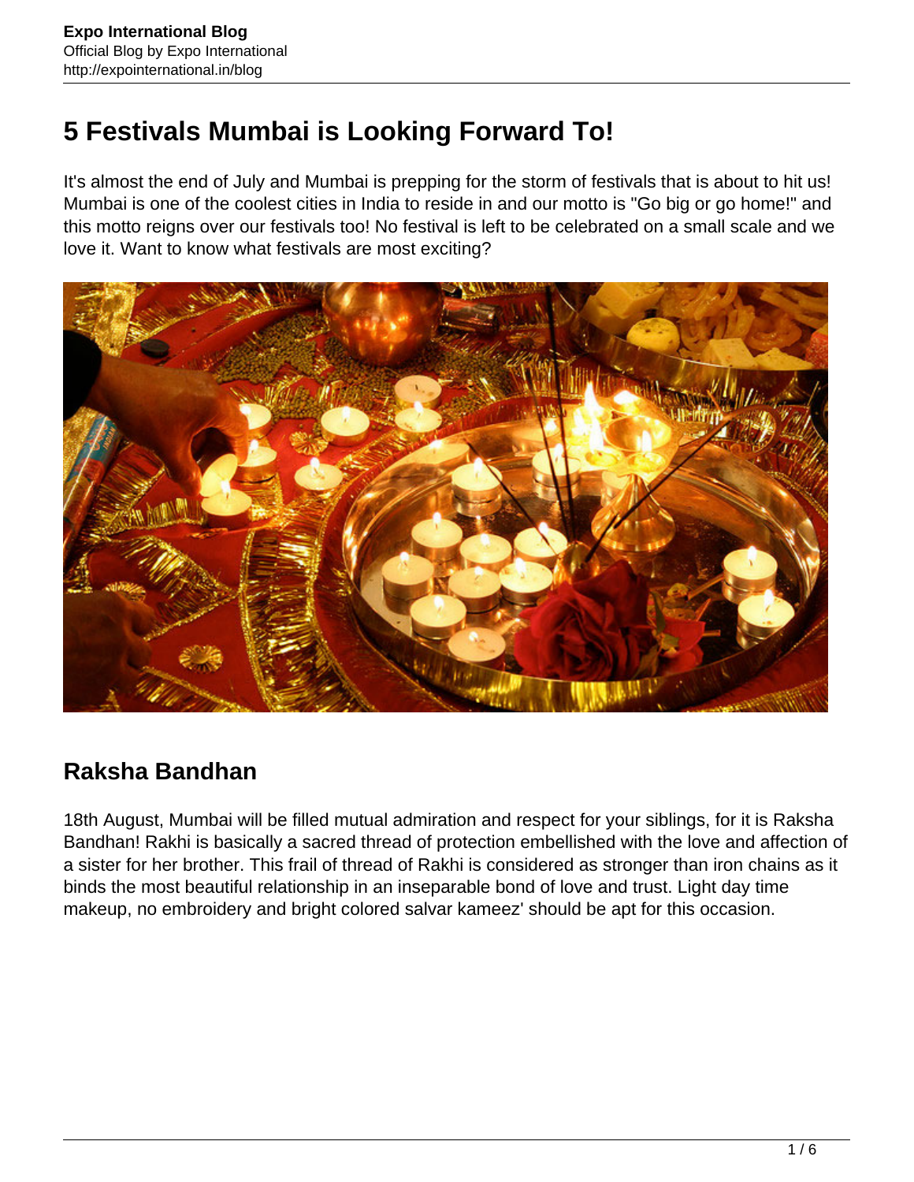# 5 Festivals Mumbai is Looking Forward To!

It's almost the end of July and Mumbai is prepping for the storm of festivals that is about to hit us! Mumbai is one of the coolest cities in India to reside in and our motto is "Go big or go home!" and this motto reigns over our festivals too! No festival is left to be celebrated on a small scale and we love it. Want to know what festivals are most exciting?

## Raksha Bandhan

18th August, Mumbai will be filled mutual admiration and respect for your siblings, for it is Raksha Bandhan! Rakhi is basically a sacred thread of protection embellished with the love and affection of a sister for her brother. This frail of thread of Rakhi is considered as stronger than iron chains as it binds the most beautiful relationship in an inseparable bond of love and trust. Light day time makeup, no embroidery and bright colored salvar kameez' should be apt for this occasion.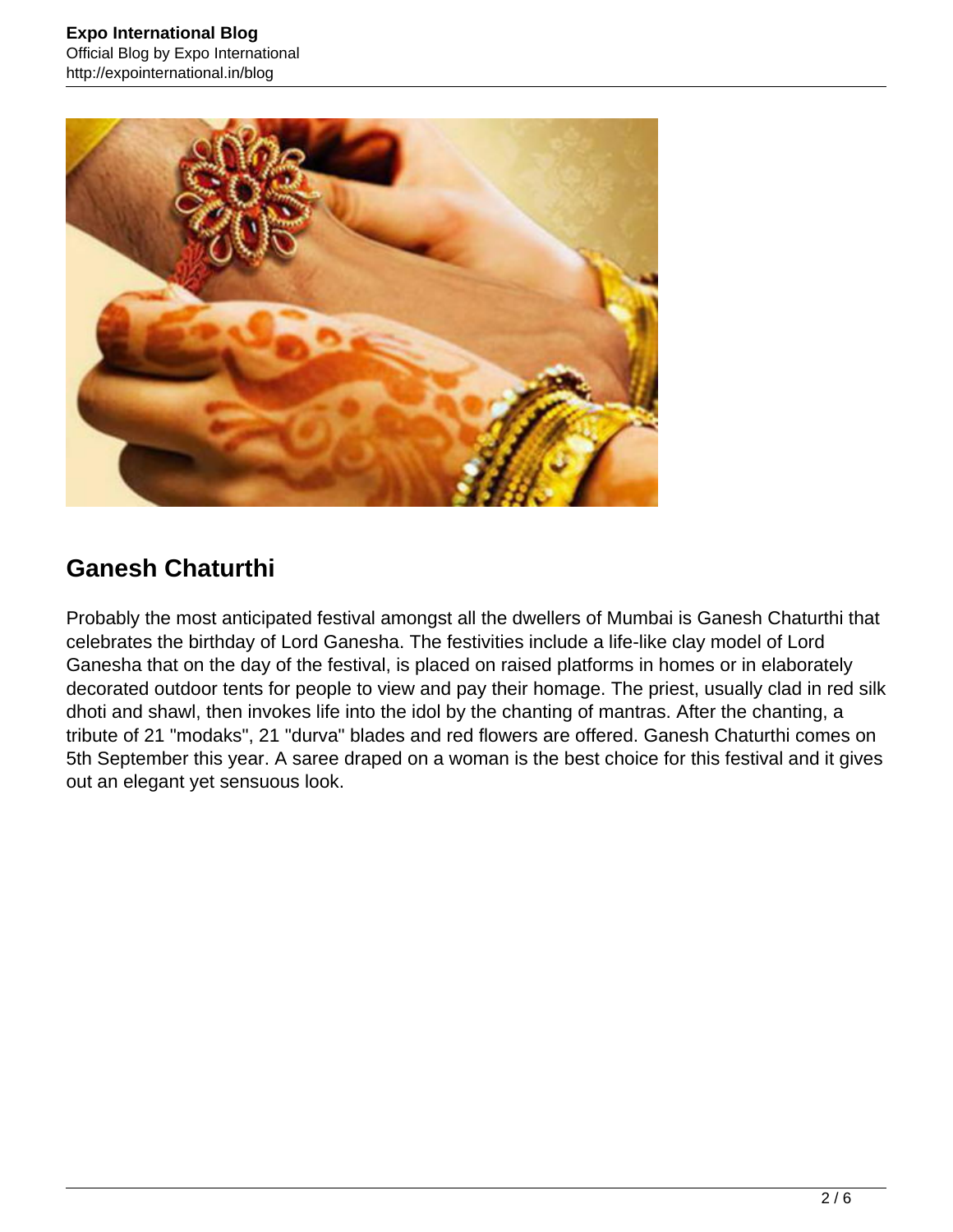## Ganesh Chaturthi

Probably the most anticipated festival amongst all the dwellers of Mumbai is Ganesh Chaturthi that celebrates the birthday of Lord Ganesha. The festivities include a life-like clay model of Lord Ganesha that on the day of the festival, is placed on raised platforms in homes or in elaborately decorated outdoor tents for people to view and pay their homage. The priest, usually clad in red silk dhoti and shawl, then invokes life into the idol by the chanting of mantras. After the chanting, a tribute of 21 "modaks", 21 "durva" blades and red flowers are offered. Ganesh Chaturthi comes on 5th September this year. A saree draped on a woman is the best choice for this festival and it gives out an elegant yet sensuous look.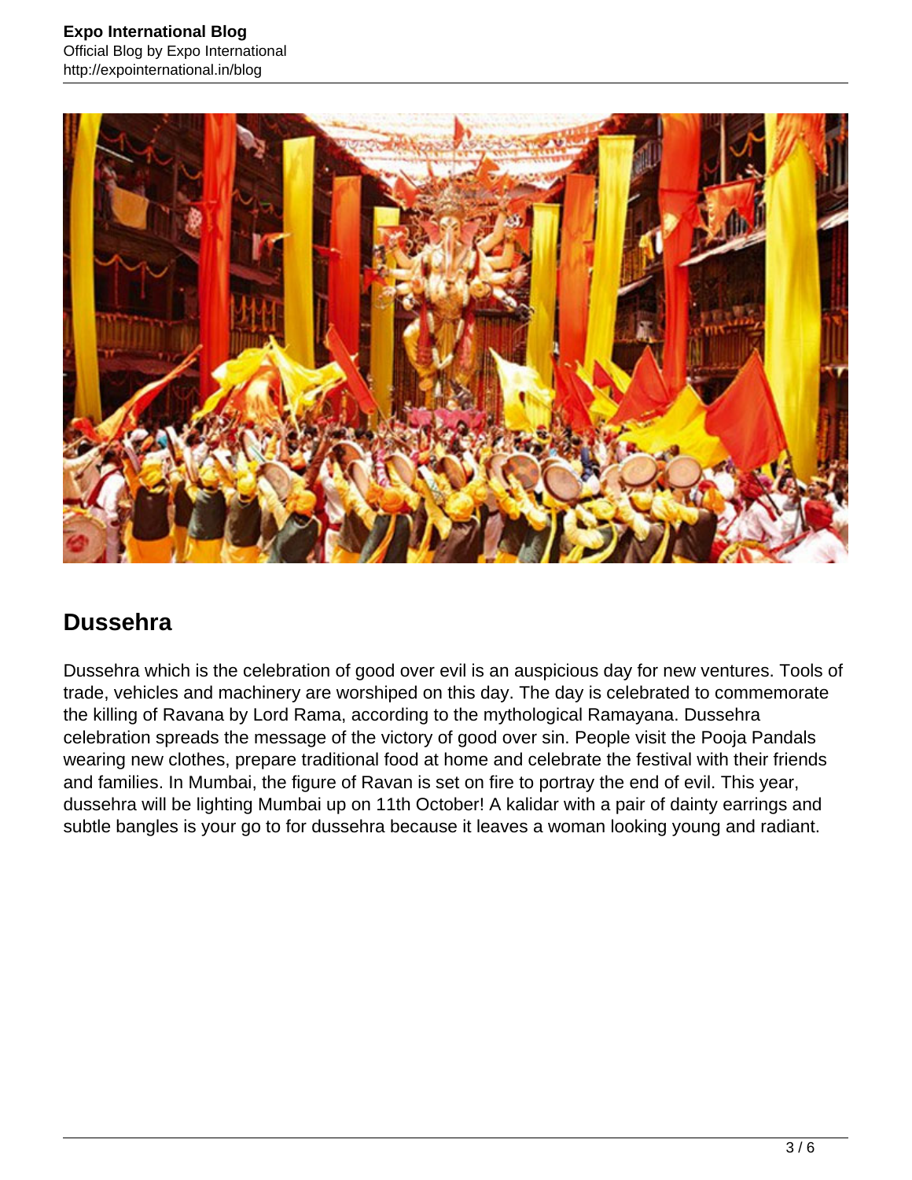## Dussehra

Dussehra which is the celebration of good over evil is an auspicious day for new ventures. Tools of trade, vehicles and machinery are worshiped on this day. The day is celebrated to commemorate the killing of Ravana by Lord Rama, according to the mythological Ramayana. Dussehra celebration spreads the message of the victory of good over sin. People visit the Pooja Pandals wearing new clothes, prepare traditional food at home and celebrate the festival with their friends and families. In Mumbai, the figure of Ravan is set on fire to portray the end of evil. This year, dussehra will be lighting Mumbai up on 11th October! A kalidar with a pair of dainty earrings and subtle bangles is your go to for dussehra because it leaves a woman looking young and radiant.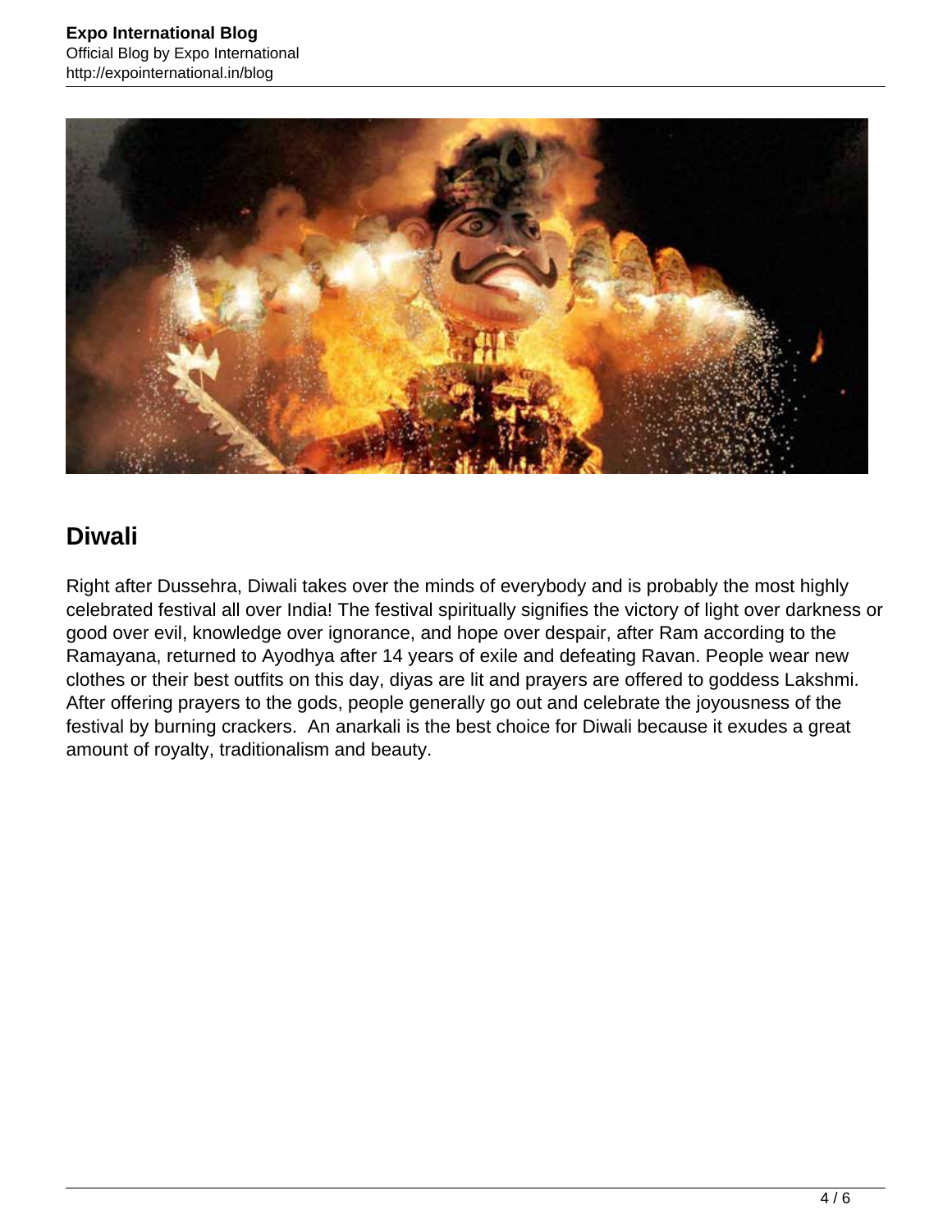## Diwali

Right after Dussehra, Diwali takes over the minds of everybody and is probably the most highly celebrated festival all over India! The festival spiritually signifies the victory of light over darkness or good over evil, knowledge over ignorance, and hope over despair, after Ram according to the Ramayana, returned to Ayodhya after 14 years of exile and defeating Ravan. People wear new clothes or their best outfits on this day, diyas are lit and prayers are offered to goddess Lakshmi. After offering prayers to the gods, people generally go out and celebrate the joyousness of the festival by burning crackers. An anarkali is the best choice for Diwali because it exudes a great amount of royalty, traditionalism and beauty.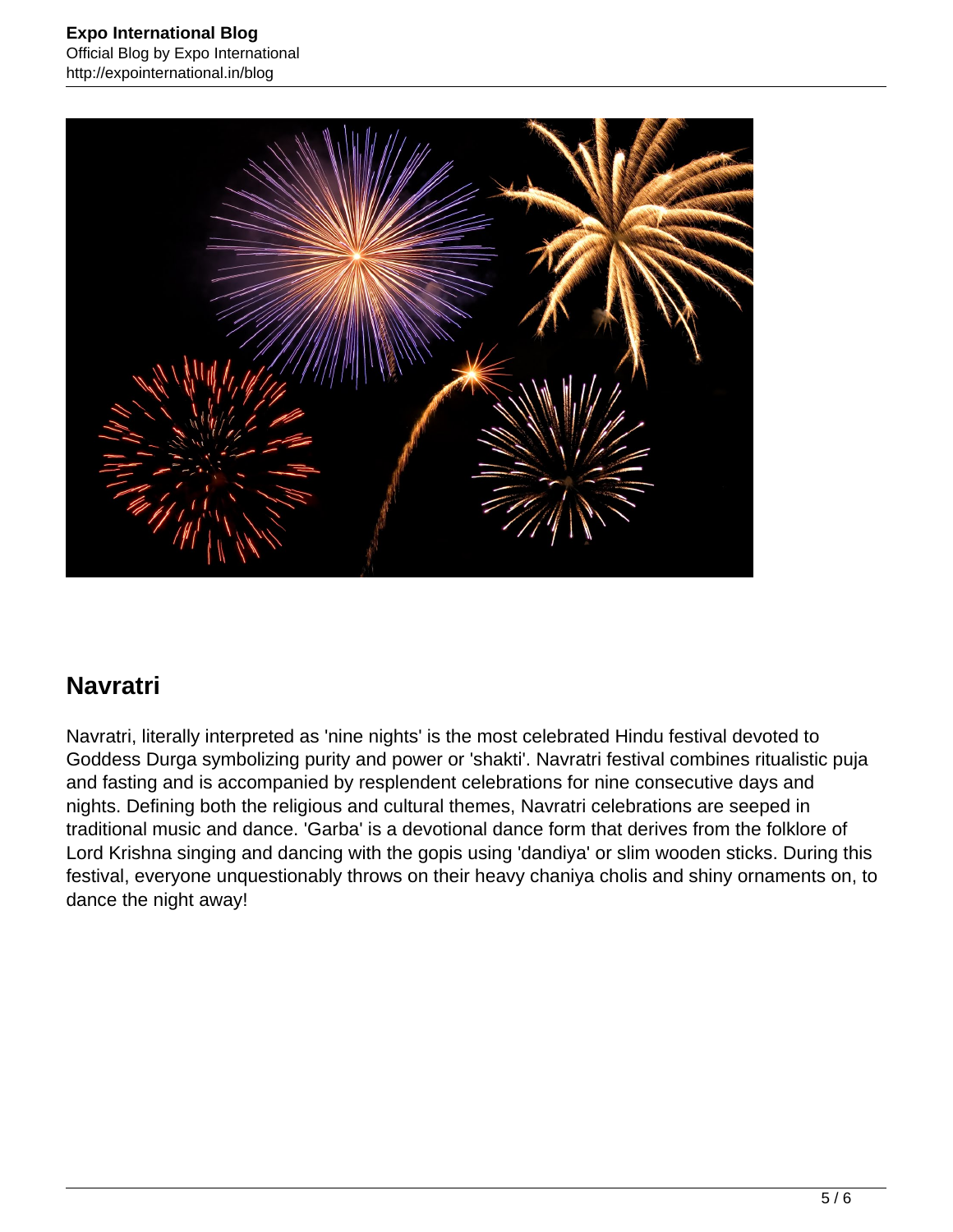## Navratri

Navratri, literally interpreted as 'nine nights' is the most celebrated Hindu festival devoted to Goddess Durga symbolizing purity and power or 'shakti'. Navratri festival combines ritualistic puja and fasting and is accompanied by resplendent celebrations for nine consecutive days and nights. Defining both the religious and cultural themes, Navratri celebrations are seeped in traditional music and dance. 'Garba' is a devotional dance form that derives from the folklore of Lord Krishna singing and dancing with the gopis using 'dandiya' or slim wooden sticks. During this festival, everyone unquestionably throws on their heavy chaniya cholis and shiny ornaments on, to dance the night away!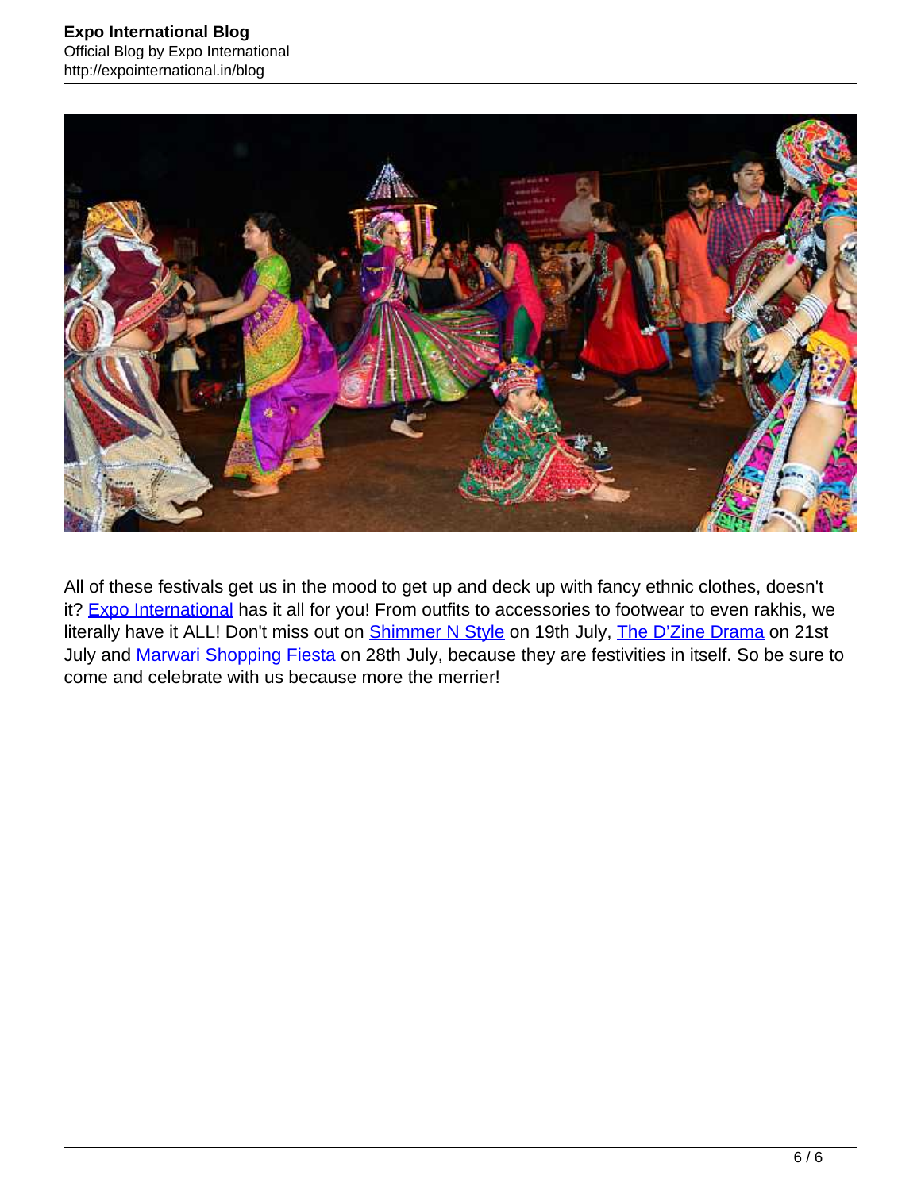All of these festivals get us in the mood to get up and deck up with fancy ethnic clothes, doesn't it? [Expo International] has it all for you! From outfits to accessories to footwear to even rakhis, we literally have it ALL! Don't miss out on [Shimmer N Style] on 19th July, [The D'Zine Drama] on 21st July and [Marwari Shopping Fiesta] on 28th July, because they are festivities in itself. So be sure to come and celebrate with us because more the merrier!